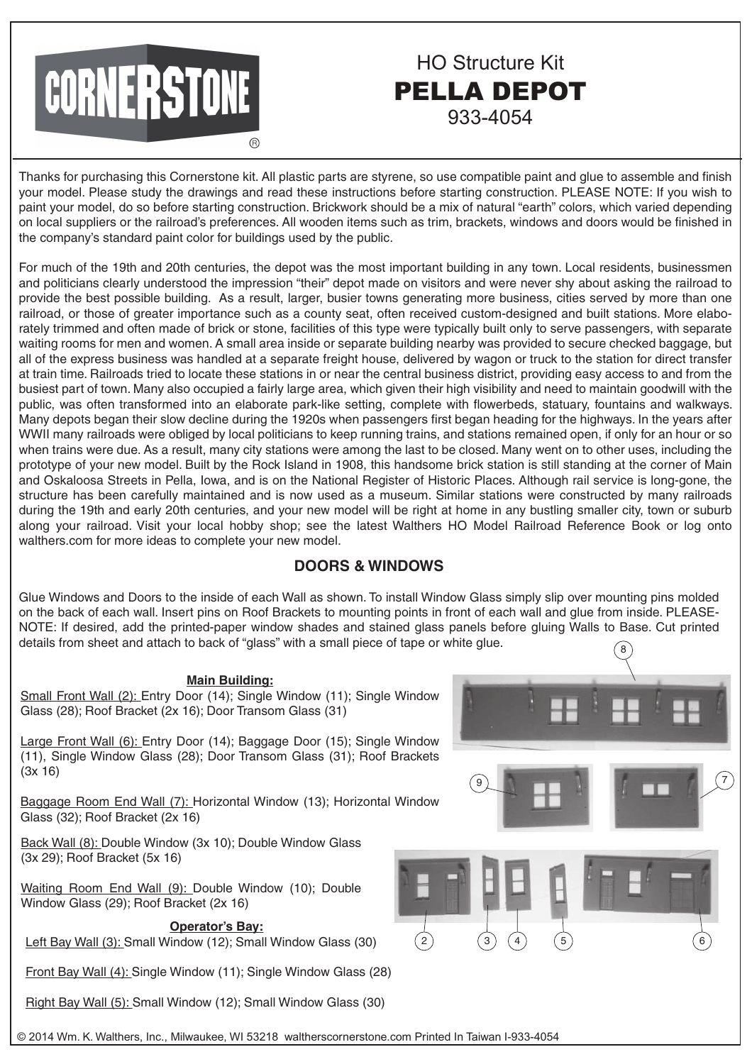# CORNERSTONE

## HO Structure Kit
# PELLA DEPOT
933-4054

Thanks for purchasing this Cornerstone kit. All plastic parts are styrene, so use compatible paint and glue to assemble and finish your model. Please study the drawings and read these instructions before starting construction. PLEASE NOTE: If you wish to paint your model, do so before starting construction. Brickwork should be a mix of natural "earth" colors, which varied depending on local suppliers or the railroad's preferences. All wooden items such as trim, brackets, windows and doors would be finished in the company's standard paint color for buildings used by the public.

For much of the 19th and 20th centuries, the depot was the most important building in any town. Local residents, businessmen and politicians clearly understood the impression "their" depot made on visitors and were never shy about asking the railroad to provide the best possible building. As a result, larger, busier towns generating more business, cities served by more than one railroad, or those of greater importance such as a county seat, often received custom-designed and built stations. More elaborately trimmed and often made of brick or stone, facilities of this type were typically built only to serve passengers, with separate waiting rooms for men and women. A small area inside or separate building nearby was provided to secure checked baggage, but all of the express business was handled at a separate freight house, delivered by wagon or truck to the station for direct transfer at train time. Railroads tried to locate these stations in or near the central business district, providing easy access to and from the busiest part of town. Many also occupied a fairly large area, which given their high visibility and need to maintain goodwill with the public, was often transformed into an elaborate park-like setting, complete with flowerbeds, statuary, fountains and walkways. Many depots began their slow decline during the 1920s when passengers first began heading for the highways. In the years after WWII many railroads were obliged by local politicians to keep running trains, and stations remained open, if only for an hour or so when trains were due. As a result, many city stations were among the last to be closed. Many went on to other uses, including the prototype of your new model. Built by the Rock Island in 1908, this handsome brick station is still standing at the corner of Main and Oskaloosa Streets in Pella, Iowa, and is on the National Register of Historic Places. Although rail service is long-gone, the structure has been carefully maintained and is now used as a museum. Similar stations were constructed by many railroads during the 19th and early 20th centuries, and your new model will be right at home in any bustling smaller city, town or suburb along your railroad. Visit your local hobby shop; see the latest Walthers HO Model Railroad Reference Book or log onto walthers.com for more ideas to complete your new model.

## DOORS & WINDOWS

Glue Windows and Doors to the inside of each Wall as shown. To install Window Glass simply slip over mounting pins molded on the back of each wall. Insert pins on Roof Brackets to mounting points in front of each wall and glue from inside. PLEASE NOTE: If desired, add the printed-paper window shades and stained glass panels before gluing Walls to Base. Cut printed details from sheet and attach to back of "glass" with a small piece of tape or white glue.

**Main Building:**

Small Front Wall (2): Entry Door (14); Single Window (11); Single Window Glass (28); Roof Bracket (2x 16); Door Transom Glass (31)

Large Front Wall (6): Entry Door (14); Baggage Door (15); Single Window (11), Single Window Glass (28); Door Transom Glass (31); Roof Brackets (3x 16)

Baggage Room End Wall (7): Horizontal Window (13); Horizontal Window Glass (32); Roof Bracket (2x 16)

Back Wall (8): Double Window (3x 10); Double Window Glass (3x 29); Roof Bracket (5x 16)

Waiting Room End Wall (9): Double Window (10); Double Window Glass (29); Roof Bracket (2x 16)

**Operator's Bay:**

Left Bay Wall (3): Small Window (12); Small Window Glass (30)

Front Bay Wall (4): Single Window (11); Single Window Glass (28)

Right Bay Wall (5): Small Window (12); Small Window Glass (30)

8 9 7 2 3 4 5 6

© 2014 Wm. K. Walthers, Inc., Milwaukee, WI 53218 waltherscornerstone.com Printed In Taiwan I-933-4054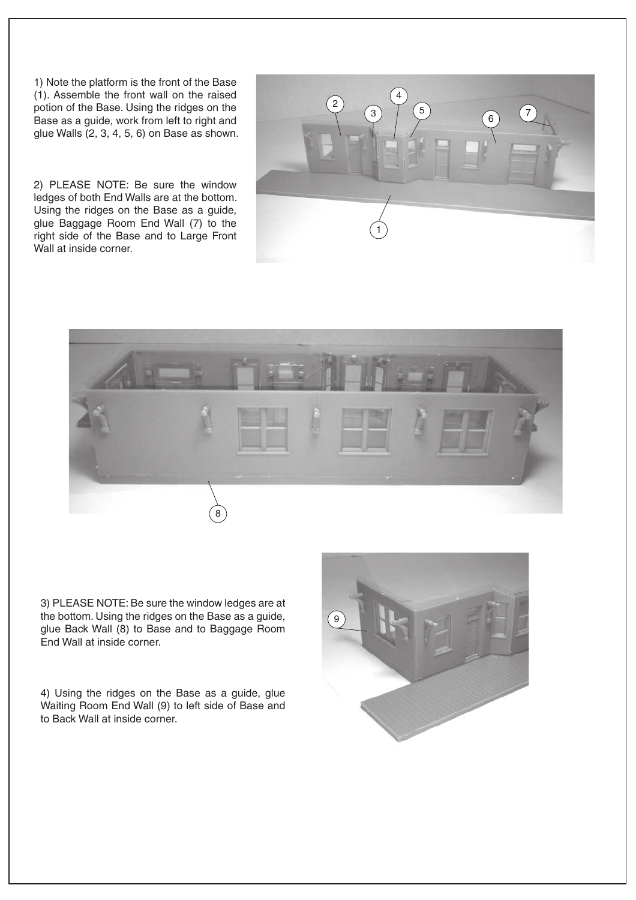1) Note the platform is the front of the Base (1). Assemble the front wall on the raised potion of the Base. Using the ridges on the Base as a guide, work from left to right and glue Walls (2, 3, 4, 5, 6) on Base as shown.

2) PLEASE NOTE: Be sure the window ledges of both End Walls are at the bottom. Using the ridges on the Base as a guide, glue Baggage Room End Wall (7) to the right side of the Base and to Large Front Wall at inside corner.

3) PLEASE NOTE: Be sure the window ledges are at the bottom. Using the ridges on the Base as a guide, glue Back Wall (8) to Base and to Baggage Room End Wall at inside corner.

4) Using the ridges on the Base as a guide, glue Waiting Room End Wall (9) to left side of Base and to Back Wall at inside corner.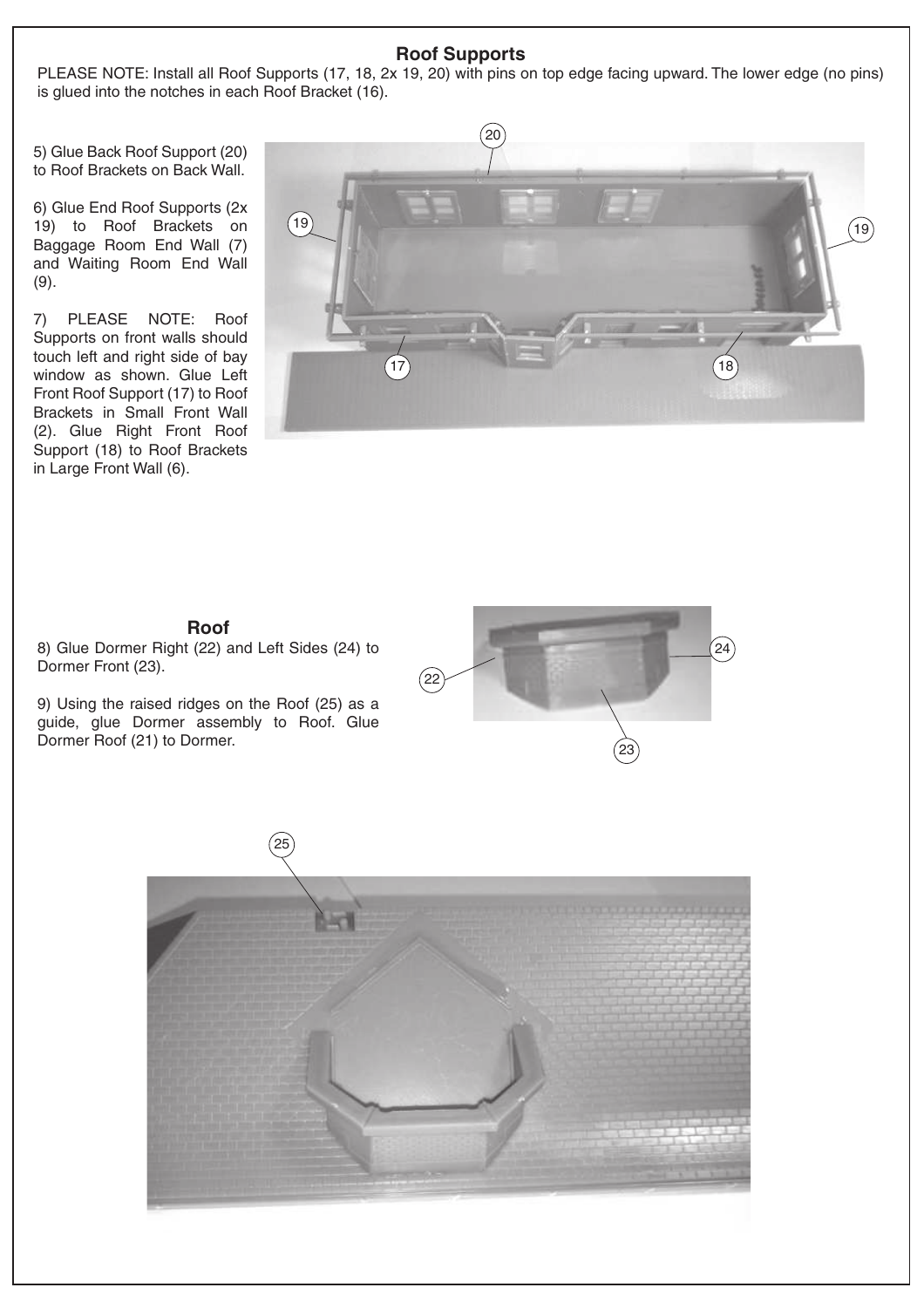## Roof Supports

PLEASE NOTE: Install all Roof Supports (17, 18, 2x 19, 20) with pins on top edge facing upward. The lower edge (no pins) is glued into the notches in each Roof Bracket (16).

5) Glue Back Roof Support (20) to Roof Brackets on Back Wall.

6) Glue End Roof Supports (2x 19) to Roof Brackets on Baggage Room End Wall (7) and Waiting Room End Wall (9).

7) PLEASE NOTE: Roof Supports on front walls should touch left and right side of bay window as shown. Glue Left Front Roof Support (17) to Roof Brackets in Small Front Wall (2). Glue Right Front Roof Support (18) to Roof Brackets in Large Front Wall (6).

## Roof

8) Glue Dormer Right (22) and Left Sides (24) to Dormer Front (23).

9) Using the raised ridges on the Roof (25) as a guide, glue Dormer assembly to Roof. Glue Dormer Roof (21) to Dormer.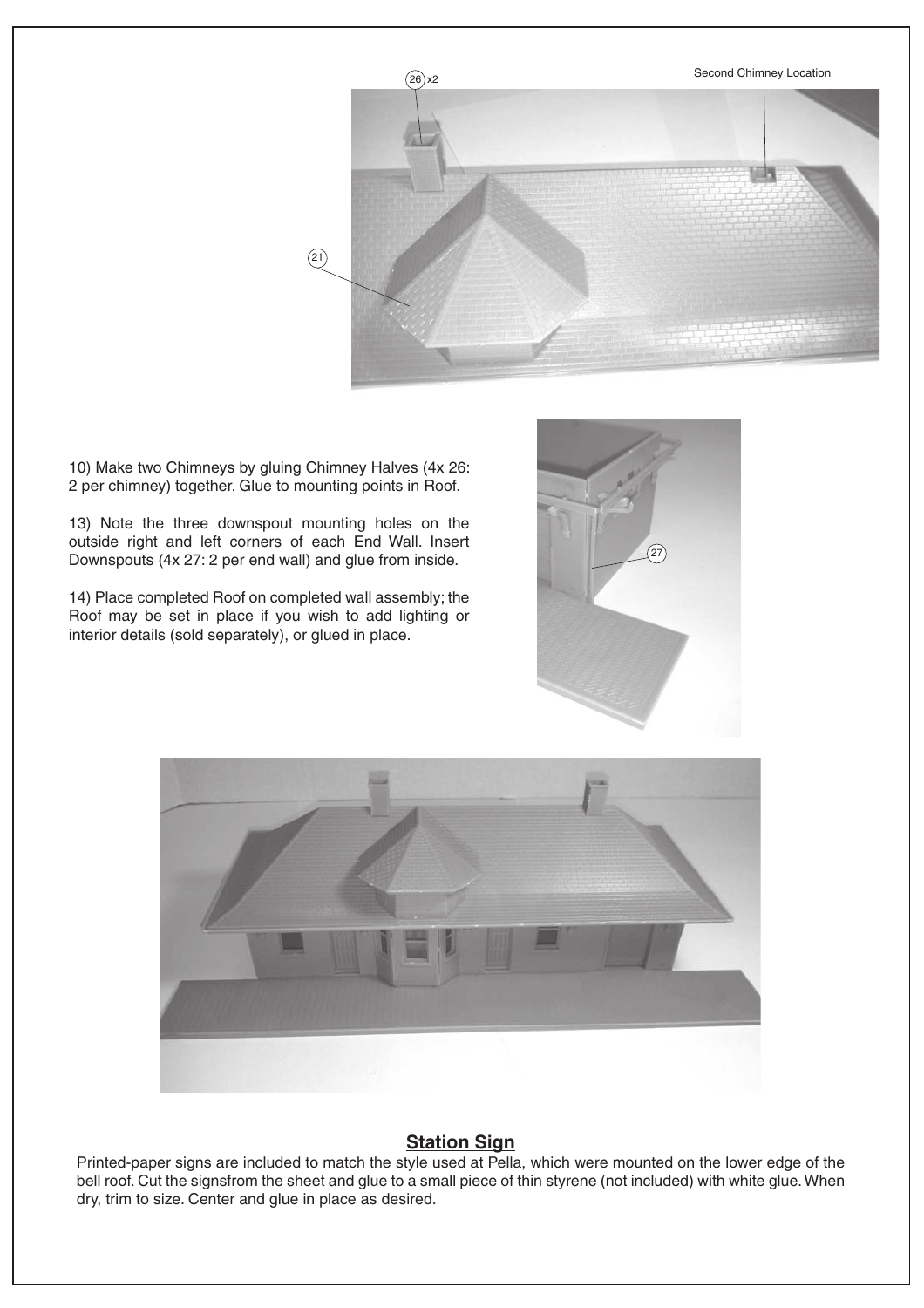10) Make two Chimneys by gluing Chimney Halves (4x 26: 2 per chimney) together. Glue to mounting points in Roof.

13) Note the three downspout mounting holes on the outside right and left corners of each End Wall. Insert Downspouts (4x 27: 2 per end wall) and glue from inside.

14) Place completed Roof on completed wall assembly; the Roof may be set in place if you wish to add lighting or interior details (sold separately), or glued in place.

## Station Sign

Printed-paper signs are included to match the style used at Pella, which were mounted on the lower edge of the bell roof. Cut the signsfrom the sheet and glue to a small piece of thin styrene (not included) with white glue. When dry, trim to size. Center and glue in place as desired.